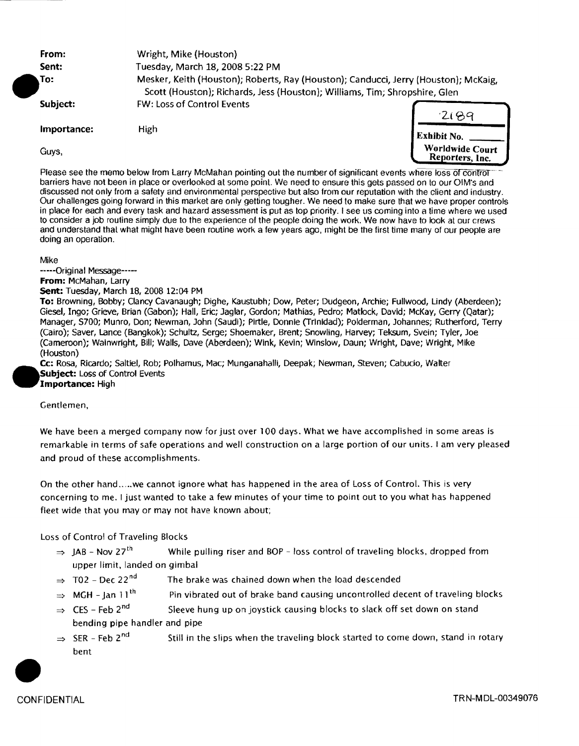**From:** Wright, Mike (Houston)
**Sent:** Tuesday, March 18, 2008 5:22 PM
**To:** Mesker, Keith (Houston); Roberts, Ray (Houston); Canducci, Jerry (Houston); McKaig, Scott (Houston); Richards, Jess (Houston); Williams, Tim; Shropshire, Glen
**Subject:** FW: Loss of Control Events
**Importance:** High

2189
Exhibit No. ______
Worldwide Court Reporters, Inc.

Guys,

Please see the memo below from Larry McMahan pointing out the number of significant events where loss of control barriers have not been in place or overlooked at some point. We need to ensure this gets passed on to our OIM's and discussed not only from a safety and environmental perspective but also from our reputation with the client and industry. Our challenges going forward in this market are only getting tougher. We need to make sure that we have proper controls in place for each and every task and hazard assessment is put as top priority. I see us coming into a time where we used to consider a job routine simply due to the experience of the people doing the work. We now have to look at our crews and understand that what might have been routine work a few years ago, might be the first time many of our people are doing an operation.

Mike

-----Original Message-----
**From:** McMahan, Larry
**Sent:** Tuesday, March 18, 2008 12:04 PM
**To:** Browning, Bobby; Clancy Cavanaugh; Dighe, Kaustubh; Dow, Peter; Dudgeon, Archie; Fullwood, Lindy (Aberdeen); Giesel, Ingo; Grieve, Brian (Gabon); Hall, Eric; Jaglar, Gordon; Mathias, Pedro; Matlock, David; McKay, Gerry (Qatar); Manager, S700; Munro, Don; Newman, John (Saudi); Pirtle, Donnie (Trinidad); Polderman, Johannes; Rutherford, Terry (Cairo); Saver, Lance (Bangkok); Schultz, Serge; Shoemaker, Brent; Snowling, Harvey; Teksum, Svein; Tyler, Joe (Cameroon); Wainwright, Bill; Walls, Dave (Aberdeen); Wink, Kevin; Winslow, Daun; Wright, Dave; Wright, Mike (Houston)
**Cc:** Rosa, Ricardo; Saltiel, Rob; Polhamus, Mac; Munganahalli, Deepak; Newman, Steven; Cabucio, Walter
**Subject:** Loss of Control Events
**Importance:** High

Gentlemen,

We have been a merged company now for just over 100 days. What we have accomplished in some areas is remarkable in terms of safe operations and well construction on a large portion of our units. I am very pleased and proud of these accomplishments.

On the other hand.....we cannot ignore what has happened in the area of Loss of Control. This is very concerning to me. I just wanted to take a few minutes of your time to point out to you what has happened fleet wide that you may or may not have known about;

Loss of Control of Traveling Blocks

- ⇒ JAB – Nov 27th While pulling riser and BOP – loss control of traveling blocks, dropped from upper limit, landed on gimbal
- ⇒ T02 – Dec 22nd The brake was chained down when the load descended
- ⇒ MGH – Jan 11th Pin vibrated out of brake band causing uncontrolled decent of traveling blocks
- ⇒ CES – Feb 2nd Sleeve hung up on joystick causing blocks to slack off set down on stand bending pipe handler and pipe
- ⇒ SER – Feb 2nd Still in the slips when the traveling block started to come down, stand in rotary bent

CONFIDENTIAL TRN-MDL-00349076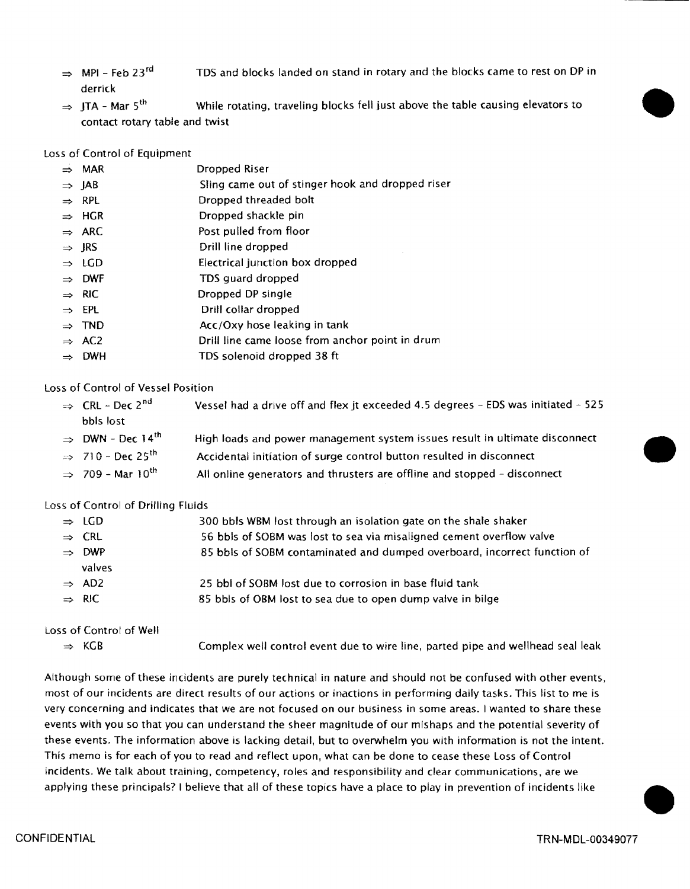- ⇒ MPI - Feb 23rd    TDS and blocks landed on stand in rotary and the blocks came to rest on DP in derrick
- ⇒ JTA - Mar 5th    While rotating, traveling blocks fell just above the table causing elevators to contact rotary table and twist

Loss of Control of Equipment

- ⇒ MAR    Dropped Riser
- ⇒ JAB    Sling came out of stinger hook and dropped riser
- ⇒ RPL    Dropped threaded bolt
- ⇒ HGR    Dropped shackle pin
- ⇒ ARC    Post pulled from floor
- ⇒ JRS    Drill line dropped
- ⇒ LGD    Electrical junction box dropped
- ⇒ DWF    TDS guard dropped
- ⇒ RIC    Dropped DP single
- ⇒ EPL    Drill collar dropped
- ⇒ TND    Acc/Oxy hose leaking in tank
- ⇒ AC2    Drill line came loose from anchor point in drum
- ⇒ DWH    TDS solenoid dropped 38 ft

Loss of Control of Vessel Position

- ⇒ CRL - Dec 2nd    Vessel had a drive off and flex jt exceeded 4.5 degrees - EDS was initiated - 525 bbls lost
- ⇒ DWN - Dec 14th    High loads and power management system issues result in ultimate disconnect
- ⇒ 710 - Dec 25th    Accidental initiation of surge control button resulted in disconnect
- ⇒ 709 - Mar 10th    All online generators and thrusters are offline and stopped - disconnect

Loss of Control of Drilling Fluids

- ⇒ LGD    300 bbls WBM lost through an isolation gate on the shale shaker
- ⇒ CRL    56 bbls of SOBM was lost to sea via misaligned cement overflow valve
- ⇒ DWP    85 bbls of SOBM contaminated and dumped overboard, incorrect function of valves
- ⇒ AD2    25 bbl of SOBM lost due to corrosion in base fluid tank
- ⇒ RIC    85 bbls of OBM lost to sea due to open dump valve in bilge

Loss of Control of Well

- ⇒ KGB    Complex well control event due to wire line, parted pipe and wellhead seal leak

Although some of these incidents are purely technical in nature and should not be confused with other events, most of our incidents are direct results of our actions or inactions in performing daily tasks. This list to me is very concerning and indicates that we are not focused on our business in some areas. I wanted to share these events with you so that you can understand the sheer magnitude of our mishaps and the potential severity of these events. The information above is lacking detail, but to overwhelm you with information is not the intent. This memo is for each of you to read and reflect upon, what can be done to cease these Loss of Control incidents. We talk about training, competency, roles and responsibility and clear communications, are we applying these principals? I believe that all of these topics have a place to play in prevention of incidents like

CONFIDENTIAL    TRN-MDL-00349077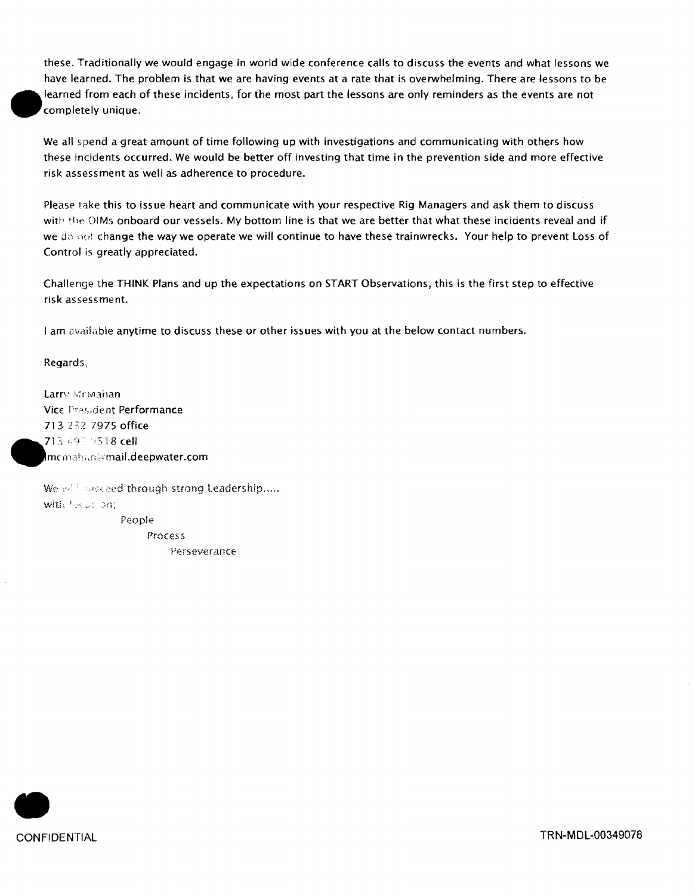these. Traditionally we would engage in world wide conference calls to discuss the events and what lessons we have learned. The problem is that we are having events at a rate that is overwhelming. There are lessons to be learned from each of these incidents, for the most part the lessons are only reminders as the events are not completely unique.

We all spend a great amount of time following up with investigations and communicating with others how these incidents occurred. We would be better off investing that time in the prevention side and more effective risk assessment as well as adherence to procedure.

Please take this to issue heart and communicate with your respective Rig Managers and ask them to discuss with the OIMs onboard our vessels. My bottom line is that we are better that what these incidents reveal and if we do not change the way we operate we will continue to have these trainwrecks. Your help to prevent Loss of Control is greatly appreciated.

Challenge the THINK Plans and up the expectations on START Observations, this is the first step to effective risk assessment.

I am available anytime to discuss these or other issues with you at the below contact numbers.

Regards,

Larry McMahan
Vice President Performance
713 232 7975 office
713 497 9518 cell
lmcmahan@mail.deepwater.com

We will succeed through strong Leadership.....
with focus on;

People
Process
Perseverance

CONFIDENTIAL

TRN-MDL-00349078